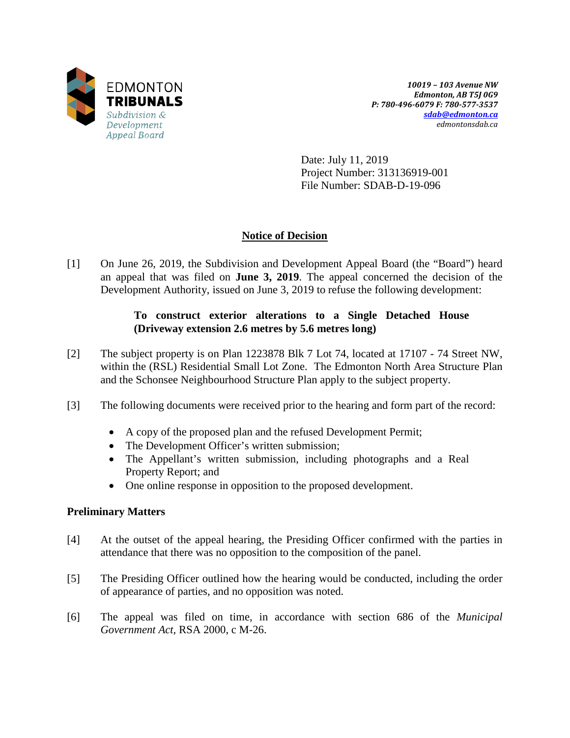EDMONTON
**TRIBUNALS**
*Subdivision & Development Appeal Board*

***10019 – 103 Avenue NW***
***Edmonton, AB T5J 0G9***
***P: 780-496-6079 F: 780-577-3537***
***sdab@edmonton.ca***
*edmontonsdab.ca*

Date: July 11, 2019
Project Number: 313136919-001
File Number: SDAB-D-19-096

## Notice of Decision

[1] On June 26, 2019, the Subdivision and Development Appeal Board (the "Board") heard an appeal that was filed on **June 3, 2019**. The appeal concerned the decision of the Development Authority, issued on June 3, 2019 to refuse the following development:

> **To construct exterior alterations to a Single Detached House (Driveway extension 2.6 metres by 5.6 metres long)**

[2] The subject property is on Plan 1223878 Blk 7 Lot 74, located at 17107 - 74 Street NW, within the (RSL) Residential Small Lot Zone. The Edmonton North Area Structure Plan and the Schonsee Neighbourhood Structure Plan apply to the subject property.

[3] The following documents were received prior to the hearing and form part of the record:

- A copy of the proposed plan and the refused Development Permit;
- The Development Officer's written submission;
- The Appellant's written submission, including photographs and a Real Property Report; and
- One online response in opposition to the proposed development.

### Preliminary Matters

[4] At the outset of the appeal hearing, the Presiding Officer confirmed with the parties in attendance that there was no opposition to the composition of the panel.

[5] The Presiding Officer outlined how the hearing would be conducted, including the order of appearance of parties, and no opposition was noted.

[6] The appeal was filed on time, in accordance with section 686 of the *Municipal Government Act*, RSA 2000, c M-26.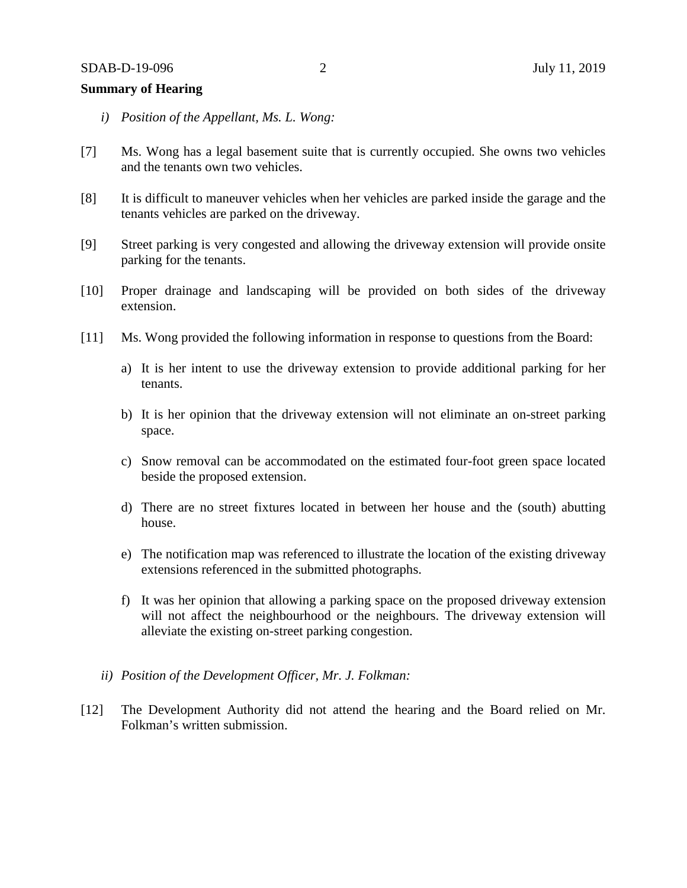**Summary of Hearing**

*i) Position of the Appellant, Ms. L. Wong:*

[7] Ms. Wong has a legal basement suite that is currently occupied. She owns two vehicles and the tenants own two vehicles.

[8] It is difficult to maneuver vehicles when her vehicles are parked inside the garage and the tenants vehicles are parked on the driveway.

[9] Street parking is very congested and allowing the driveway extension will provide onsite parking for the tenants.

[10] Proper drainage and landscaping will be provided on both sides of the driveway extension.

[11] Ms. Wong provided the following information in response to questions from the Board:

a) It is her intent to use the driveway extension to provide additional parking for her tenants.

b) It is her opinion that the driveway extension will not eliminate an on-street parking space.

c) Snow removal can be accommodated on the estimated four-foot green space located beside the proposed extension.

d) There are no street fixtures located in between her house and the (south) abutting house.

e) The notification map was referenced to illustrate the location of the existing driveway extensions referenced in the submitted photographs.

f) It was her opinion that allowing a parking space on the proposed driveway extension will not affect the neighbourhood or the neighbours. The driveway extension will alleviate the existing on-street parking congestion.

*ii) Position of the Development Officer, Mr. J. Folkman:*

[12] The Development Authority did not attend the hearing and the Board relied on Mr. Folkman's written submission.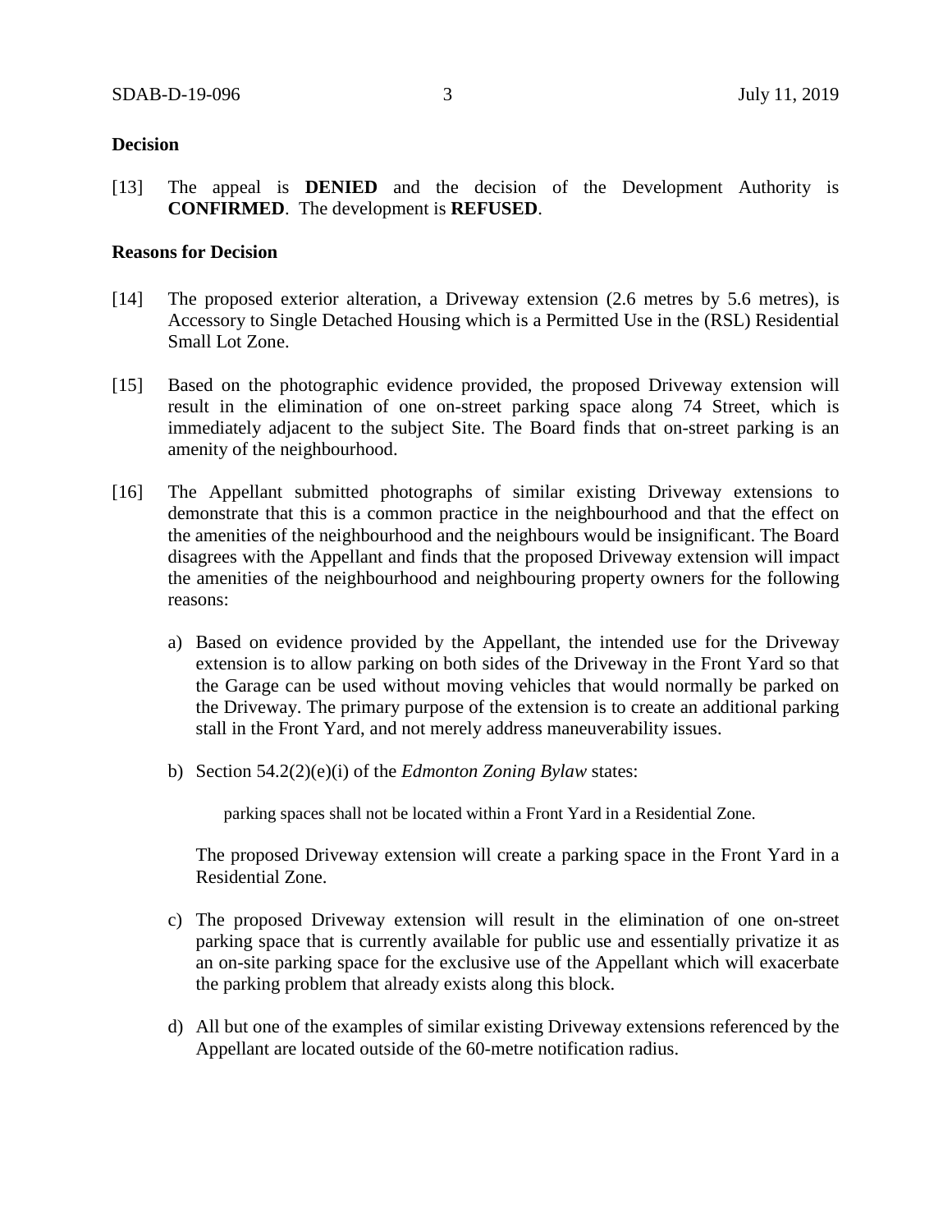**Decision**

[13] The appeal is **DENIED** and the decision of the Development Authority is **CONFIRMED**. The development is **REFUSED**.

**Reasons for Decision**

[14] The proposed exterior alteration, a Driveway extension (2.6 metres by 5.6 metres), is Accessory to Single Detached Housing which is a Permitted Use in the (RSL) Residential Small Lot Zone.

[15] Based on the photographic evidence provided, the proposed Driveway extension will result in the elimination of one on-street parking space along 74 Street, which is immediately adjacent to the subject Site. The Board finds that on-street parking is an amenity of the neighbourhood.

[16] The Appellant submitted photographs of similar existing Driveway extensions to demonstrate that this is a common practice in the neighbourhood and that the effect on the amenities of the neighbourhood and the neighbours would be insignificant. The Board disagrees with the Appellant and finds that the proposed Driveway extension will impact the amenities of the neighbourhood and neighbouring property owners for the following reasons:

a) Based on evidence provided by the Appellant, the intended use for the Driveway extension is to allow parking on both sides of the Driveway in the Front Yard so that the Garage can be used without moving vehicles that would normally be parked on the Driveway. The primary purpose of the extension is to create an additional parking stall in the Front Yard, and not merely address maneuverability issues.

b) Section 54.2(2)(e)(i) of the *Edmonton Zoning Bylaw* states:

> parking spaces shall not be located within a Front Yard in a Residential Zone.

The proposed Driveway extension will create a parking space in the Front Yard in a Residential Zone.

c) The proposed Driveway extension will result in the elimination of one on-street parking space that is currently available for public use and essentially privatize it as an on-site parking space for the exclusive use of the Appellant which will exacerbate the parking problem that already exists along this block.

d) All but one of the examples of similar existing Driveway extensions referenced by the Appellant are located outside of the 60-metre notification radius.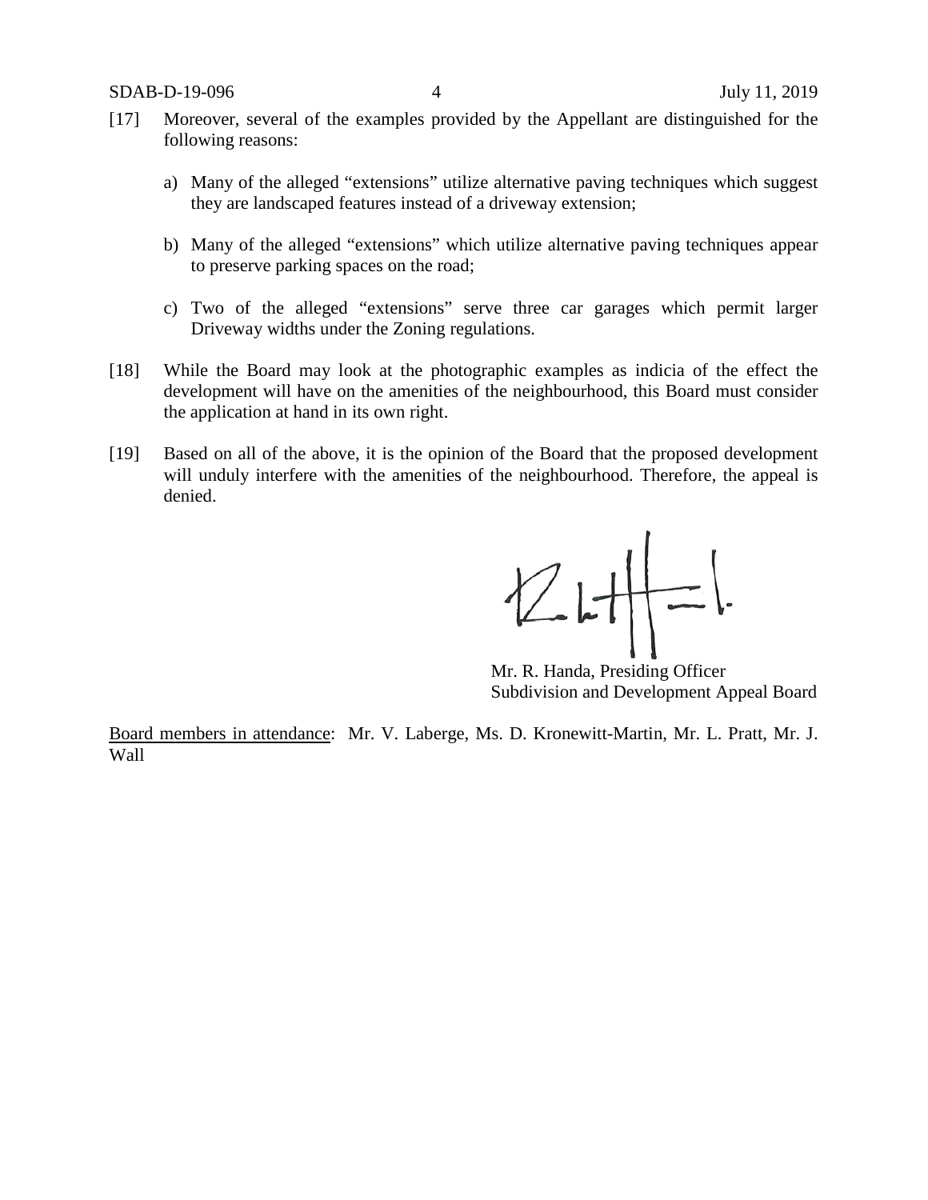[17] Moreover, several of the examples provided by the Appellant are distinguished for the following reasons:

a) Many of the alleged "extensions" utilize alternative paving techniques which suggest they are landscaped features instead of a driveway extension;

b) Many of the alleged "extensions" which utilize alternative paving techniques appear to preserve parking spaces on the road;

c) Two of the alleged "extensions" serve three car garages which permit larger Driveway widths under the Zoning regulations.

[18] While the Board may look at the photographic examples as indicia of the effect the development will have on the amenities of the neighbourhood, this Board must consider the application at hand in its own right.

[19] Based on all of the above, it is the opinion of the Board that the proposed development will unduly interfere with the amenities of the neighbourhood. Therefore, the appeal is denied.

Mr. R. Handa, Presiding Officer
Subdivision and Development Appeal Board

Board members in attendance: Mr. V. Laberge, Ms. D. Kronewitt-Martin, Mr. L. Pratt, Mr. J. Wall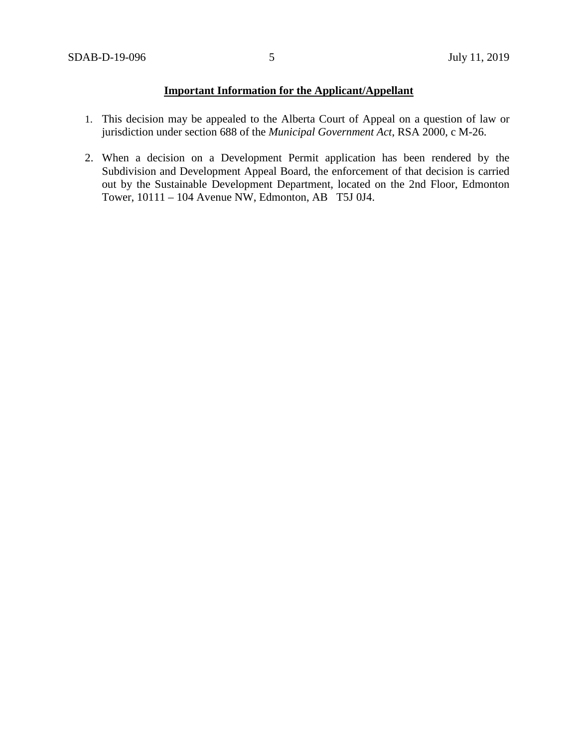**Important Information for the Applicant/Appellant**

1. This decision may be appealed to the Alberta Court of Appeal on a question of law or jurisdiction under section 688 of the *Municipal Government Act*, RSA 2000, c M-26.

2. When a decision on a Development Permit application has been rendered by the Subdivision and Development Appeal Board, the enforcement of that decision is carried out by the Sustainable Development Department, located on the 2nd Floor, Edmonton Tower, 10111 – 104 Avenue NW, Edmonton, AB T5J 0J4.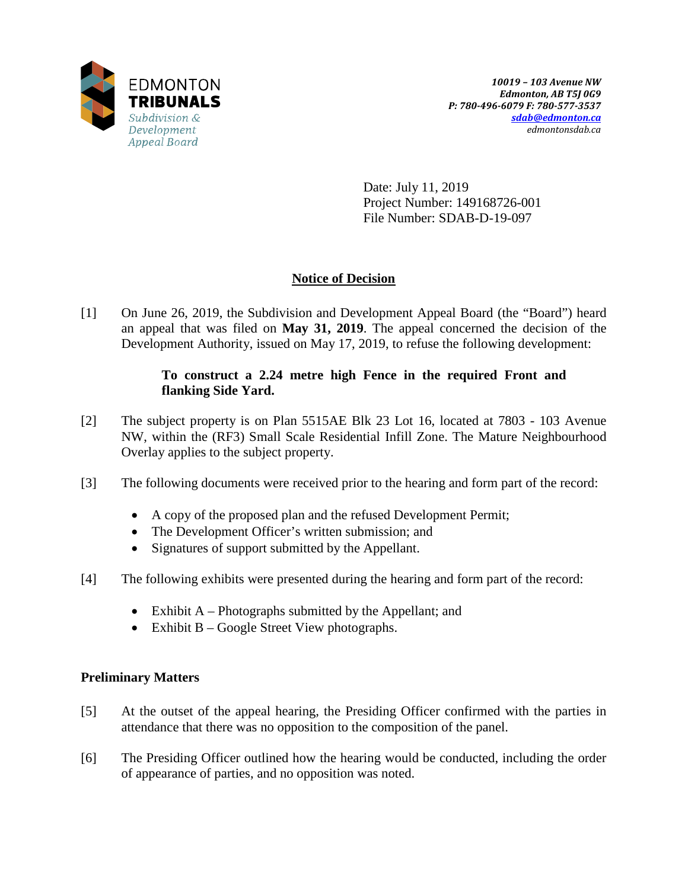EDMONTON **TRIBUNALS**
*Subdivision & Development Appeal Board*

*10019 – 103 Avenue NW*
*Edmonton, AB T5J 0G9*
*P: 780-496-6079 F: 780-577-3537*
*sdab@edmonton.ca*
*edmontonsdab.ca*

Date: July 11, 2019
Project Number: 149168726-001
File Number: SDAB-D-19-097

## Notice of Decision

[1] On June 26, 2019, the Subdivision and Development Appeal Board (the "Board") heard an appeal that was filed on **May 31, 2019**. The appeal concerned the decision of the Development Authority, issued on May 17, 2019, to refuse the following development:

> **To construct a 2.24 metre high Fence in the required Front and flanking Side Yard.**

[2] The subject property is on Plan 5515AE Blk 23 Lot 16, located at 7803 - 103 Avenue NW, within the (RF3) Small Scale Residential Infill Zone. The Mature Neighbourhood Overlay applies to the subject property.

[3] The following documents were received prior to the hearing and form part of the record:

- A copy of the proposed plan and the refused Development Permit;
- The Development Officer's written submission; and
- Signatures of support submitted by the Appellant.

[4] The following exhibits were presented during the hearing and form part of the record:

- Exhibit A – Photographs submitted by the Appellant; and
- Exhibit B – Google Street View photographs.

### Preliminary Matters

[5] At the outset of the appeal hearing, the Presiding Officer confirmed with the parties in attendance that there was no opposition to the composition of the panel.

[6] The Presiding Officer outlined how the hearing would be conducted, including the order of appearance of parties, and no opposition was noted.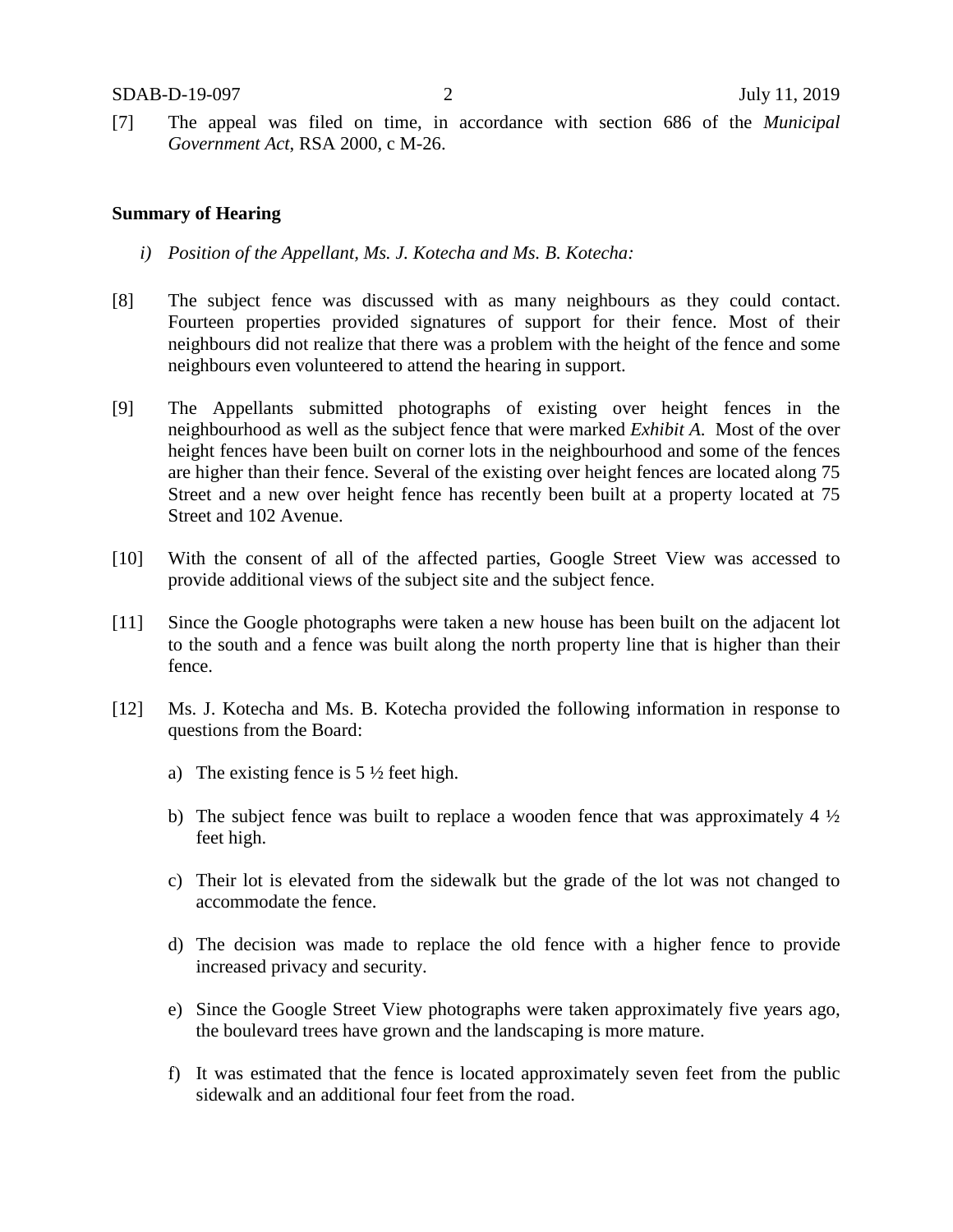[7] The appeal was filed on time, in accordance with section 686 of the *Municipal Government Act*, RSA 2000, c M-26.

**Summary of Hearing**

*i) Position of the Appellant, Ms. J. Kotecha and Ms. B. Kotecha:*

[8] The subject fence was discussed with as many neighbours as they could contact. Fourteen properties provided signatures of support for their fence. Most of their neighbours did not realize that there was a problem with the height of the fence and some neighbours even volunteered to attend the hearing in support.

[9] The Appellants submitted photographs of existing over height fences in the neighbourhood as well as the subject fence that were marked *Exhibit A.* Most of the over height fences have been built on corner lots in the neighbourhood and some of the fences are higher than their fence. Several of the existing over height fences are located along 75 Street and a new over height fence has recently been built at a property located at 75 Street and 102 Avenue.

[10] With the consent of all of the affected parties, Google Street View was accessed to provide additional views of the subject site and the subject fence.

[11] Since the Google photographs were taken a new house has been built on the adjacent lot to the south and a fence was built along the north property line that is higher than their fence.

[12] Ms. J. Kotecha and Ms. B. Kotecha provided the following information in response to questions from the Board:

a) The existing fence is 5 ½ feet high.

b) The subject fence was built to replace a wooden fence that was approximately 4 ½ feet high.

c) Their lot is elevated from the sidewalk but the grade of the lot was not changed to accommodate the fence.

d) The decision was made to replace the old fence with a higher fence to provide increased privacy and security.

e) Since the Google Street View photographs were taken approximately five years ago, the boulevard trees have grown and the landscaping is more mature.

f) It was estimated that the fence is located approximately seven feet from the public sidewalk and an additional four feet from the road.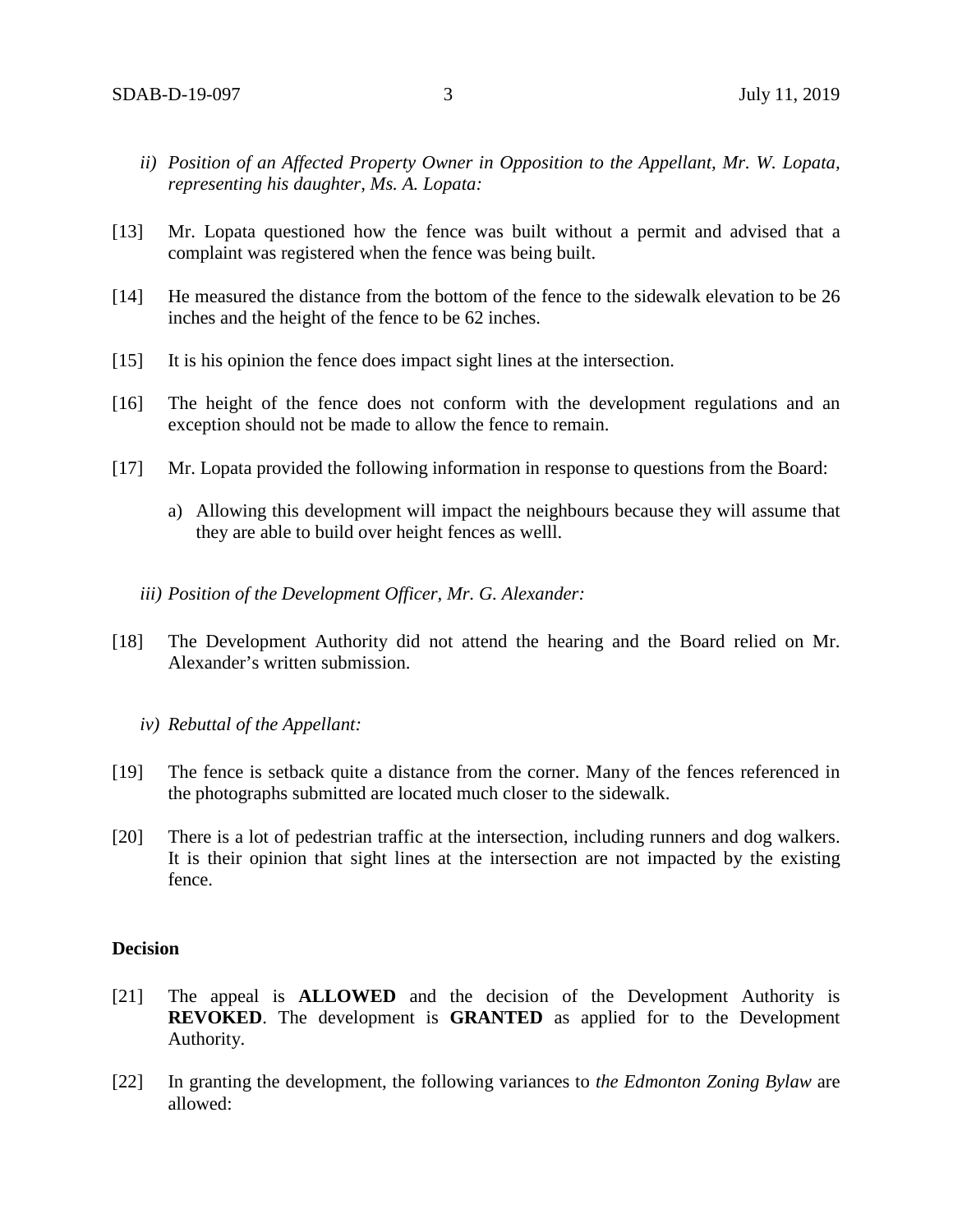*ii) Position of an Affected Property Owner in Opposition to the Appellant, Mr. W. Lopata, representing his daughter, Ms. A. Lopata:*

[13] Mr. Lopata questioned how the fence was built without a permit and advised that a complaint was registered when the fence was being built.

[14] He measured the distance from the bottom of the fence to the sidewalk elevation to be 26 inches and the height of the fence to be 62 inches.

[15] It is his opinion the fence does impact sight lines at the intersection.

[16] The height of the fence does not conform with the development regulations and an exception should not be made to allow the fence to remain.

[17] Mr. Lopata provided the following information in response to questions from the Board:

a) Allowing this development will impact the neighbours because they will assume that they are able to build over height fences as welll.

*iii) Position of the Development Officer, Mr. G. Alexander:*

[18] The Development Authority did not attend the hearing and the Board relied on Mr. Alexander's written submission.

*iv) Rebuttal of the Appellant:*

[19] The fence is setback quite a distance from the corner. Many of the fences referenced in the photographs submitted are located much closer to the sidewalk.

[20] There is a lot of pedestrian traffic at the intersection, including runners and dog walkers. It is their opinion that sight lines at the intersection are not impacted by the existing fence.

## Decision

[21] The appeal is **ALLOWED** and the decision of the Development Authority is **REVOKED**. The development is **GRANTED** as applied for to the Development Authority.

[22] In granting the development, the following variances to *the Edmonton Zoning Bylaw* are allowed: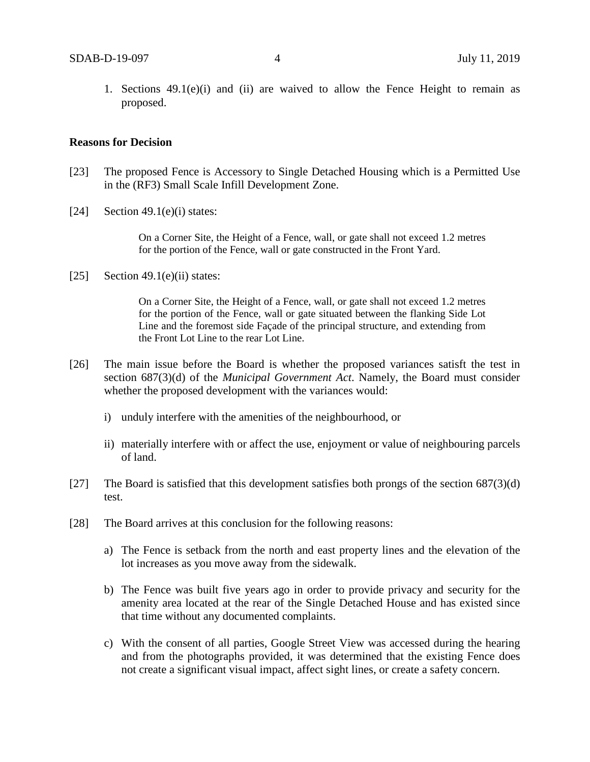1. Sections 49.1(e)(i) and (ii) are waived to allow the Fence Height to remain as proposed.

**Reasons for Decision**

[23] The proposed Fence is Accessory to Single Detached Housing which is a Permitted Use in the (RF3) Small Scale Infill Development Zone.

[24] Section 49.1(e)(i) states:

> On a Corner Site, the Height of a Fence, wall, or gate shall not exceed 1.2 metres for the portion of the Fence, wall or gate constructed in the Front Yard.

[25] Section 49.1(e)(ii) states:

> On a Corner Site, the Height of a Fence, wall, or gate shall not exceed 1.2 metres for the portion of the Fence, wall or gate situated between the flanking Side Lot Line and the foremost side Façade of the principal structure, and extending from the Front Lot Line to the rear Lot Line.

[26] The main issue before the Board is whether the proposed variances satisft the test in section 687(3)(d) of the *Municipal Government Act*. Namely, the Board must consider whether the proposed development with the variances would:

i) unduly interfere with the amenities of the neighbourhood, or

ii) materially interfere with or affect the use, enjoyment or value of neighbouring parcels of land.

[27] The Board is satisfied that this development satisfies both prongs of the section 687(3)(d) test.

[28] The Board arrives at this conclusion for the following reasons:

a) The Fence is setback from the north and east property lines and the elevation of the lot increases as you move away from the sidewalk.

b) The Fence was built five years ago in order to provide privacy and security for the amenity area located at the rear of the Single Detached House and has existed since that time without any documented complaints.

c) With the consent of all parties, Google Street View was accessed during the hearing and from the photographs provided, it was determined that the existing Fence does not create a significant visual impact, affect sight lines, or create a safety concern.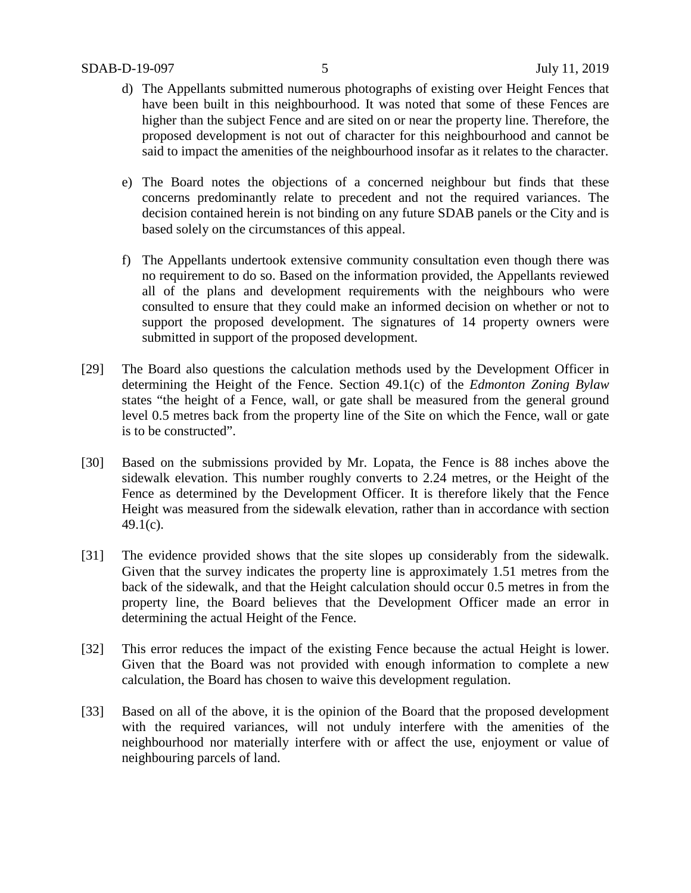d) The Appellants submitted numerous photographs of existing over Height Fences that have been built in this neighbourhood. It was noted that some of these Fences are higher than the subject Fence and are sited on or near the property line. Therefore, the proposed development is not out of character for this neighbourhood and cannot be said to impact the amenities of the neighbourhood insofar as it relates to the character.

e) The Board notes the objections of a concerned neighbour but finds that these concerns predominantly relate to precedent and not the required variances. The decision contained herein is not binding on any future SDAB panels or the City and is based solely on the circumstances of this appeal.

f) The Appellants undertook extensive community consultation even though there was no requirement to do so. Based on the information provided, the Appellants reviewed all of the plans and development requirements with the neighbours who were consulted to ensure that they could make an informed decision on whether or not to support the proposed development. The signatures of 14 property owners were submitted in support of the proposed development.

[29] The Board also questions the calculation methods used by the Development Officer in determining the Height of the Fence. Section 49.1(c) of the *Edmonton Zoning Bylaw* states "the height of a Fence, wall, or gate shall be measured from the general ground level 0.5 metres back from the property line of the Site on which the Fence, wall or gate is to be constructed".

[30] Based on the submissions provided by Mr. Lopata, the Fence is 88 inches above the sidewalk elevation. This number roughly converts to 2.24 metres, or the Height of the Fence as determined by the Development Officer. It is therefore likely that the Fence Height was measured from the sidewalk elevation, rather than in accordance with section 49.1(c).

[31] The evidence provided shows that the site slopes up considerably from the sidewalk. Given that the survey indicates the property line is approximately 1.51 metres from the back of the sidewalk, and that the Height calculation should occur 0.5 metres in from the property line, the Board believes that the Development Officer made an error in determining the actual Height of the Fence.

[32] This error reduces the impact of the existing Fence because the actual Height is lower. Given that the Board was not provided with enough information to complete a new calculation, the Board has chosen to waive this development regulation.

[33] Based on all of the above, it is the opinion of the Board that the proposed development with the required variances, will not unduly interfere with the amenities of the neighbourhood nor materially interfere with or affect the use, enjoyment or value of neighbouring parcels of land.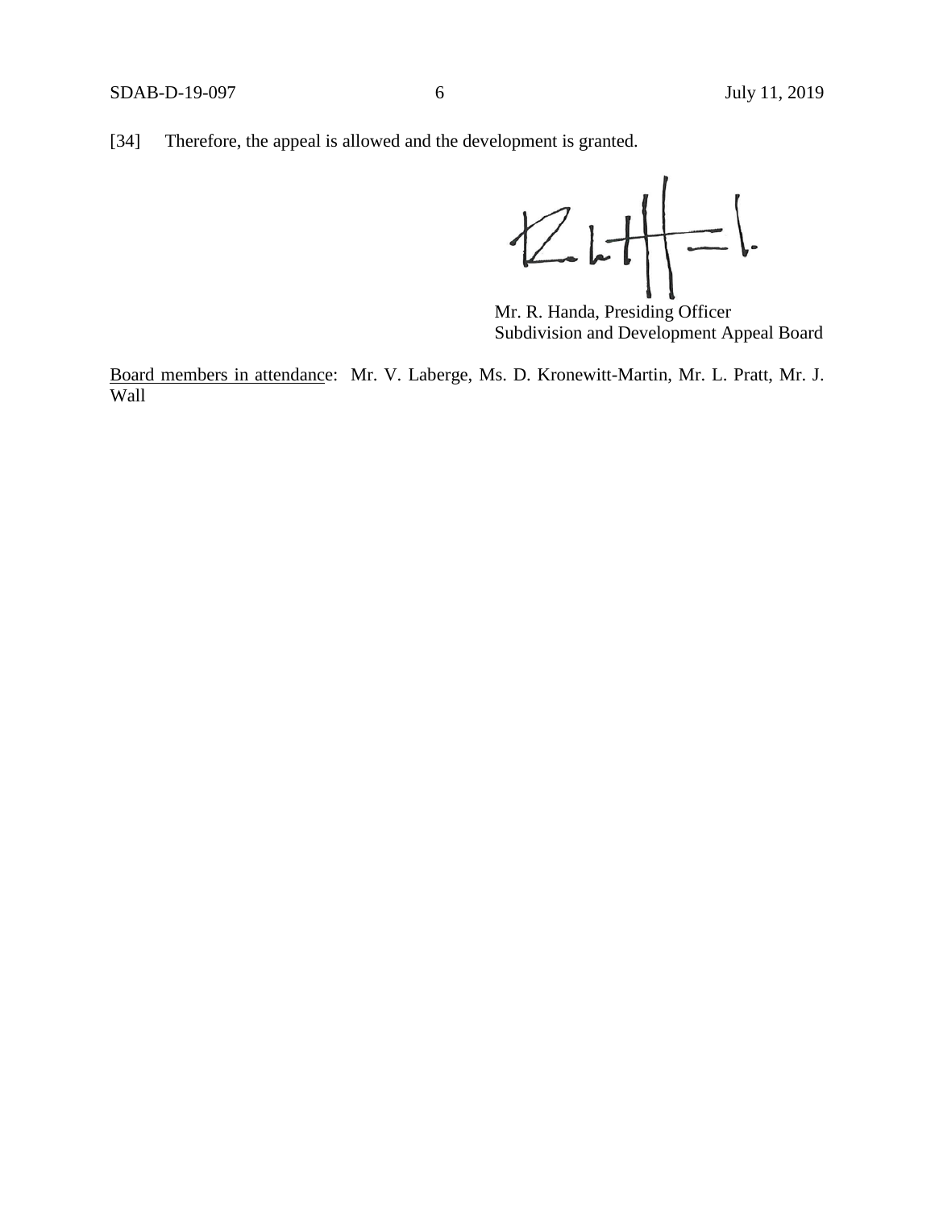[34] Therefore, the appeal is allowed and the development is granted.

Mr. R. Handa, Presiding Officer
Subdivision and Development Appeal Board

Board members in attendance: Mr. V. Laberge, Ms. D. Kronewitt-Martin, Mr. L. Pratt, Mr. J. Wall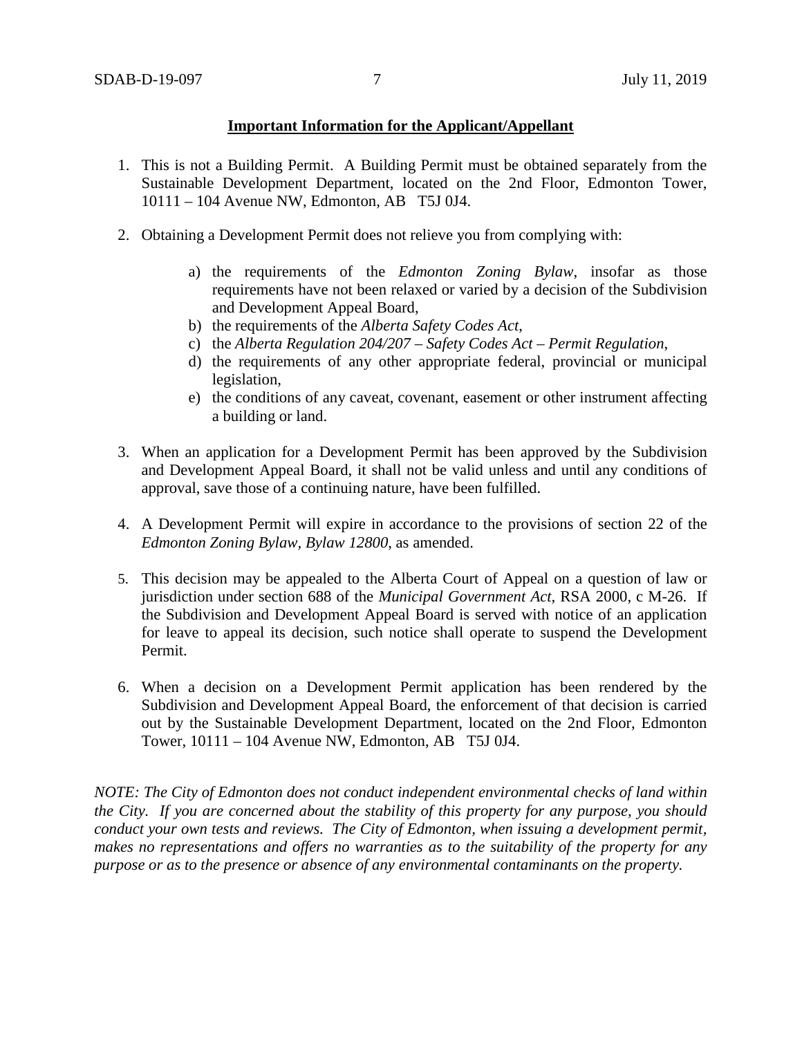## **Important Information for the Applicant/Appellant**

1. This is not a Building Permit. A Building Permit must be obtained separately from the Sustainable Development Department, located on the 2nd Floor, Edmonton Tower, 10111 – 104 Avenue NW, Edmonton, AB T5J 0J4.

2. Obtaining a Development Permit does not relieve you from complying with:

   a) the requirements of the *Edmonton Zoning Bylaw*, insofar as those requirements have not been relaxed or varied by a decision of the Subdivision and Development Appeal Board,
   b) the requirements of the *Alberta Safety Codes Act*,
   c) the *Alberta Regulation 204/207 – Safety Codes Act – Permit Regulation*,
   d) the requirements of any other appropriate federal, provincial or municipal legislation,
   e) the conditions of any caveat, covenant, easement or other instrument affecting a building or land.

3. When an application for a Development Permit has been approved by the Subdivision and Development Appeal Board, it shall not be valid unless and until any conditions of approval, save those of a continuing nature, have been fulfilled.

4. A Development Permit will expire in accordance to the provisions of section 22 of the *Edmonton Zoning Bylaw, Bylaw 12800*, as amended.

5. This decision may be appealed to the Alberta Court of Appeal on a question of law or jurisdiction under section 688 of the *Municipal Government Act*, RSA 2000, c M-26. If the Subdivision and Development Appeal Board is served with notice of an application for leave to appeal its decision, such notice shall operate to suspend the Development Permit.

6. When a decision on a Development Permit application has been rendered by the Subdivision and Development Appeal Board, the enforcement of that decision is carried out by the Sustainable Development Department, located on the 2nd Floor, Edmonton Tower, 10111 – 104 Avenue NW, Edmonton, AB T5J 0J4.

*NOTE: The City of Edmonton does not conduct independent environmental checks of land within the City. If you are concerned about the stability of this property for any purpose, you should conduct your own tests and reviews. The City of Edmonton, when issuing a development permit, makes no representations and offers no warranties as to the suitability of the property for any purpose or as to the presence or absence of any environmental contaminants on the property.*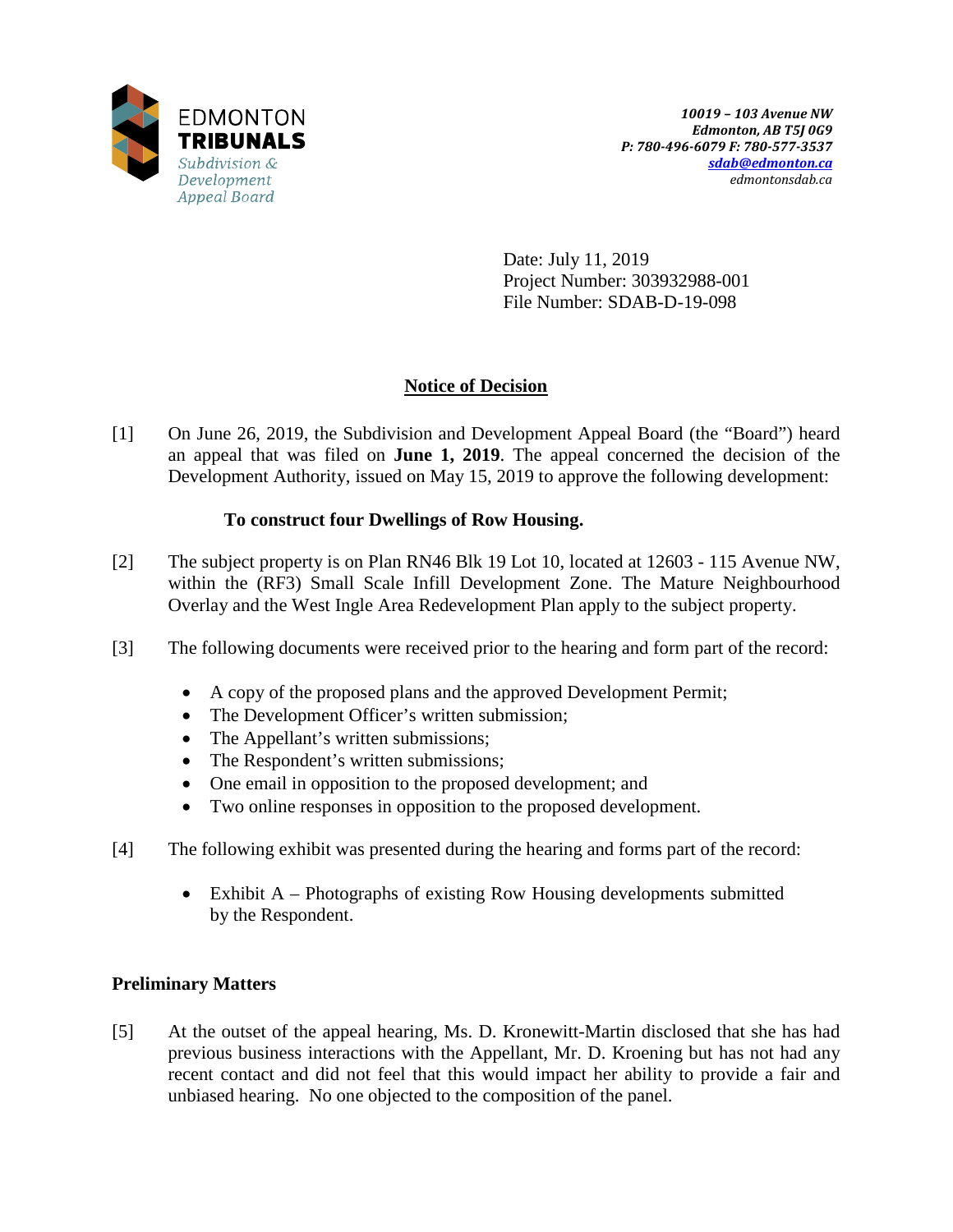10019 – 103 Avenue NW
Edmonton, AB T5J 0G9
P: 780-496-6079 F: 780-577-3537
sdab@edmonton.ca
edmontonsdab.ca

Date: July 11, 2019
Project Number: 303932988-001
File Number: SDAB-D-19-098

## Notice of Decision

[1] On June 26, 2019, the Subdivision and Development Appeal Board (the "Board") heard an appeal that was filed on **June 1, 2019**. The appeal concerned the decision of the Development Authority, issued on May 15, 2019 to approve the following development:

**To construct four Dwellings of Row Housing.**

[2] The subject property is on Plan RN46 Blk 19 Lot 10, located at 12603 - 115 Avenue NW, within the (RF3) Small Scale Infill Development Zone. The Mature Neighbourhood Overlay and the West Ingle Area Redevelopment Plan apply to the subject property.

[3] The following documents were received prior to the hearing and form part of the record:

- A copy of the proposed plans and the approved Development Permit;
- The Development Officer's written submission;
- The Appellant's written submissions;
- The Respondent's written submissions;
- One email in opposition to the proposed development; and
- Two online responses in opposition to the proposed development.

[4] The following exhibit was presented during the hearing and forms part of the record:

- Exhibit A – Photographs of existing Row Housing developments submitted by the Respondent.

### Preliminary Matters

[5] At the outset of the appeal hearing, Ms. D. Kronewitt-Martin disclosed that she has had previous business interactions with the Appellant, Mr. D. Kroening but has not had any recent contact and did not feel that this would impact her ability to provide a fair and unbiased hearing. No one objected to the composition of the panel.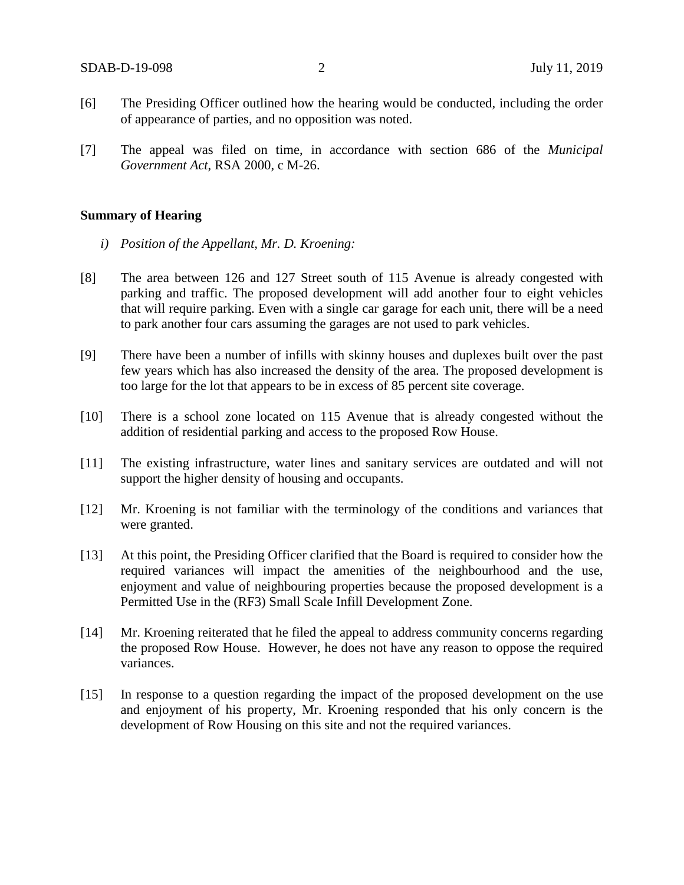[6] The Presiding Officer outlined how the hearing would be conducted, including the order of appearance of parties, and no opposition was noted.

[7] The appeal was filed on time, in accordance with section 686 of the *Municipal Government Act*, RSA 2000, c M-26.

**Summary of Hearing**

*i) Position of the Appellant, Mr. D. Kroening:*

[8] The area between 126 and 127 Street south of 115 Avenue is already congested with parking and traffic. The proposed development will add another four to eight vehicles that will require parking. Even with a single car garage for each unit, there will be a need to park another four cars assuming the garages are not used to park vehicles.

[9] There have been a number of infills with skinny houses and duplexes built over the past few years which has also increased the density of the area. The proposed development is too large for the lot that appears to be in excess of 85 percent site coverage.

[10] There is a school zone located on 115 Avenue that is already congested without the addition of residential parking and access to the proposed Row House.

[11] The existing infrastructure, water lines and sanitary services are outdated and will not support the higher density of housing and occupants.

[12] Mr. Kroening is not familiar with the terminology of the conditions and variances that were granted.

[13] At this point, the Presiding Officer clarified that the Board is required to consider how the required variances will impact the amenities of the neighbourhood and the use, enjoyment and value of neighbouring properties because the proposed development is a Permitted Use in the (RF3) Small Scale Infill Development Zone.

[14] Mr. Kroening reiterated that he filed the appeal to address community concerns regarding the proposed Row House. However, he does not have any reason to oppose the required variances.

[15] In response to a question regarding the impact of the proposed development on the use and enjoyment of his property, Mr. Kroening responded that his only concern is the development of Row Housing on this site and not the required variances.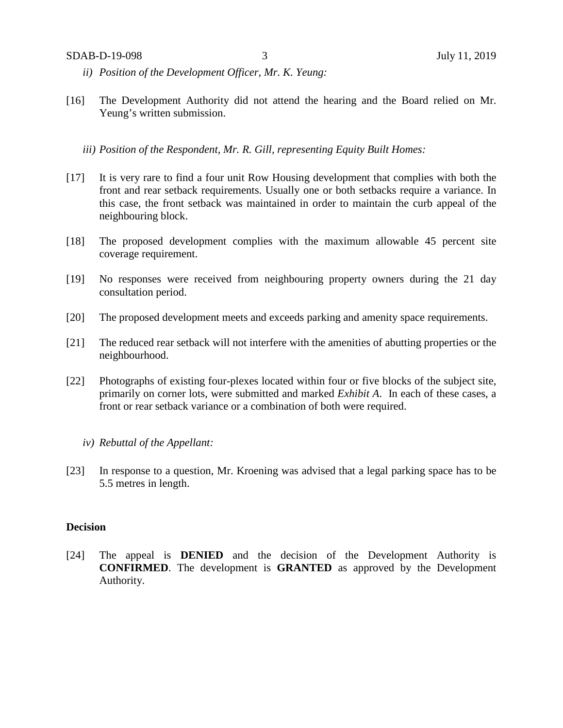*ii) Position of the Development Officer, Mr. K. Yeung:*

[16] The Development Authority did not attend the hearing and the Board relied on Mr. Yeung's written submission.

*iii) Position of the Respondent, Mr. R. Gill, representing Equity Built Homes:*

[17] It is very rare to find a four unit Row Housing development that complies with both the front and rear setback requirements. Usually one or both setbacks require a variance. In this case, the front setback was maintained in order to maintain the curb appeal of the neighbouring block.

[18] The proposed development complies with the maximum allowable 45 percent site coverage requirement.

[19] No responses were received from neighbouring property owners during the 21 day consultation period.

[20] The proposed development meets and exceeds parking and amenity space requirements.

[21] The reduced rear setback will not interfere with the amenities of abutting properties or the neighbourhood.

[22] Photographs of existing four-plexes located within four or five blocks of the subject site, primarily on corner lots, were submitted and marked *Exhibit A*. In each of these cases, a front or rear setback variance or a combination of both were required.

*iv) Rebuttal of the Appellant:*

[23] In response to a question, Mr. Kroening was advised that a legal parking space has to be 5.5 metres in length.

**Decision**

[24] The appeal is **DENIED** and the decision of the Development Authority is **CONFIRMED**. The development is **GRANTED** as approved by the Development Authority.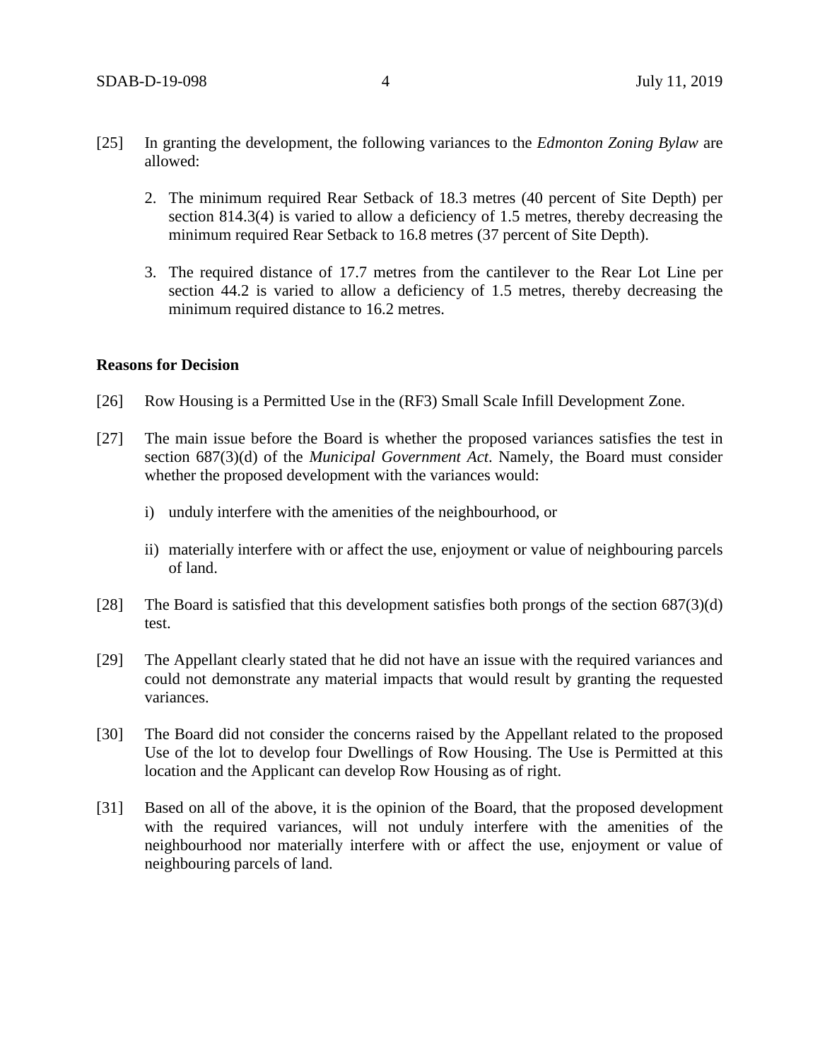[25] In granting the development, the following variances to the *Edmonton Zoning Bylaw* are allowed:

2. The minimum required Rear Setback of 18.3 metres (40 percent of Site Depth) per section 814.3(4) is varied to allow a deficiency of 1.5 metres, thereby decreasing the minimum required Rear Setback to 16.8 metres (37 percent of Site Depth).

3. The required distance of 17.7 metres from the cantilever to the Rear Lot Line per section 44.2 is varied to allow a deficiency of 1.5 metres, thereby decreasing the minimum required distance to 16.2 metres.

**Reasons for Decision**

[26] Row Housing is a Permitted Use in the (RF3) Small Scale Infill Development Zone.

[27] The main issue before the Board is whether the proposed variances satisfies the test in section 687(3)(d) of the *Municipal Government Act*. Namely, the Board must consider whether the proposed development with the variances would:

i) unduly interfere with the amenities of the neighbourhood, or

ii) materially interfere with or affect the use, enjoyment or value of neighbouring parcels of land.

[28] The Board is satisfied that this development satisfies both prongs of the section 687(3)(d) test.

[29] The Appellant clearly stated that he did not have an issue with the required variances and could not demonstrate any material impacts that would result by granting the requested variances.

[30] The Board did not consider the concerns raised by the Appellant related to the proposed Use of the lot to develop four Dwellings of Row Housing. The Use is Permitted at this location and the Applicant can develop Row Housing as of right.

[31] Based on all of the above, it is the opinion of the Board, that the proposed development with the required variances, will not unduly interfere with the amenities of the neighbourhood nor materially interfere with or affect the use, enjoyment or value of neighbouring parcels of land.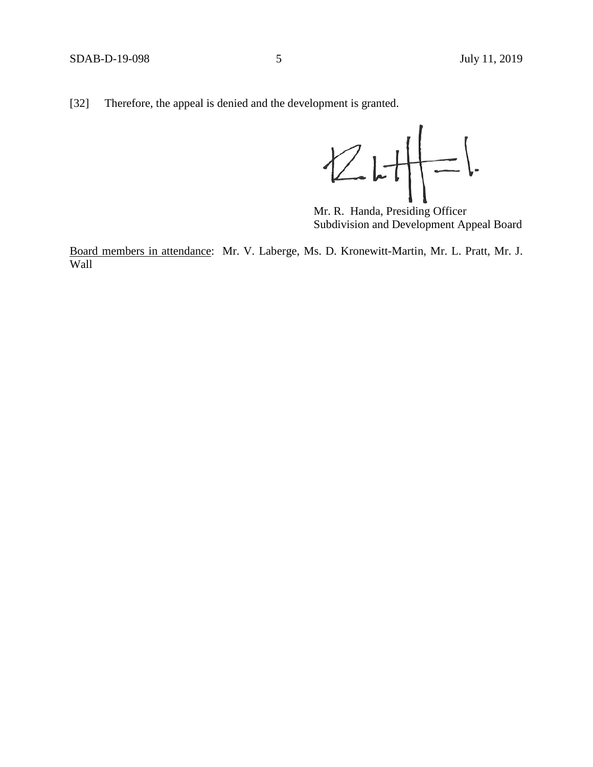[32] Therefore, the appeal is denied and the development is granted.

Mr. R. Handa, Presiding Officer
Subdivision and Development Appeal Board

Board members in attendance: Mr. V. Laberge, Ms. D. Kronewitt-Martin, Mr. L. Pratt, Mr. J. Wall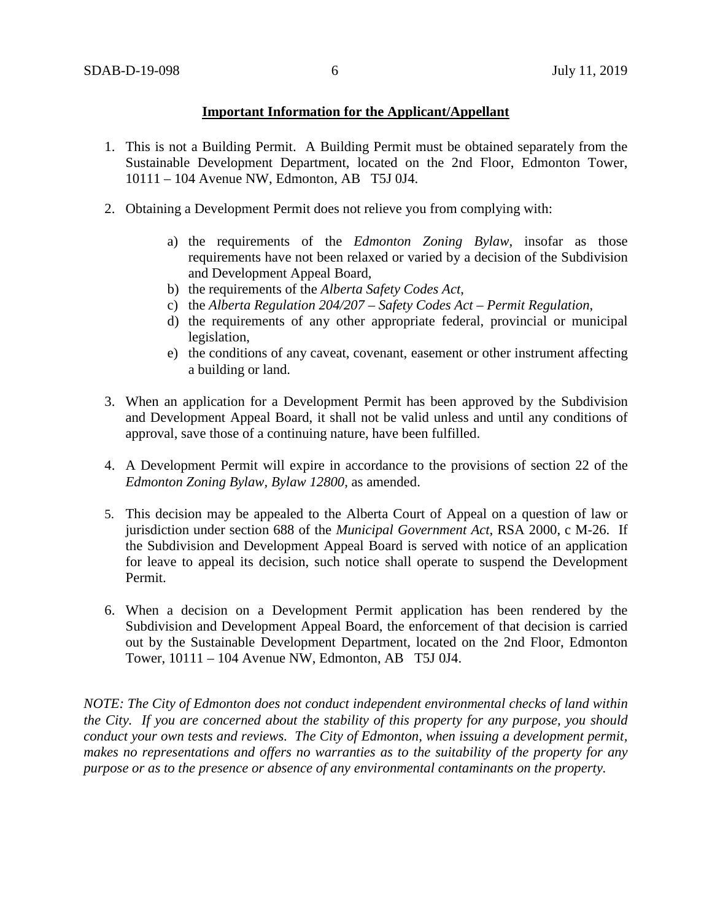**Important Information for the Applicant/Appellant**

1. This is not a Building Permit. A Building Permit must be obtained separately from the Sustainable Development Department, located on the 2nd Floor, Edmonton Tower, 10111 – 104 Avenue NW, Edmonton, AB T5J 0J4.

2. Obtaining a Development Permit does not relieve you from complying with:

   a) the requirements of the *Edmonton Zoning Bylaw*, insofar as those requirements have not been relaxed or varied by a decision of the Subdivision and Development Appeal Board,
   b) the requirements of the *Alberta Safety Codes Act*,
   c) the *Alberta Regulation 204/207 – Safety Codes Act – Permit Regulation*,
   d) the requirements of any other appropriate federal, provincial or municipal legislation,
   e) the conditions of any caveat, covenant, easement or other instrument affecting a building or land.

3. When an application for a Development Permit has been approved by the Subdivision and Development Appeal Board, it shall not be valid unless and until any conditions of approval, save those of a continuing nature, have been fulfilled.

4. A Development Permit will expire in accordance to the provisions of section 22 of the *Edmonton Zoning Bylaw, Bylaw 12800*, as amended.

5. This decision may be appealed to the Alberta Court of Appeal on a question of law or jurisdiction under section 688 of the *Municipal Government Act*, RSA 2000, c M-26. If the Subdivision and Development Appeal Board is served with notice of an application for leave to appeal its decision, such notice shall operate to suspend the Development Permit.

6. When a decision on a Development Permit application has been rendered by the Subdivision and Development Appeal Board, the enforcement of that decision is carried out by the Sustainable Development Department, located on the 2nd Floor, Edmonton Tower, 10111 – 104 Avenue NW, Edmonton, AB T5J 0J4.

*NOTE: The City of Edmonton does not conduct independent environmental checks of land within the City. If you are concerned about the stability of this property for any purpose, you should conduct your own tests and reviews. The City of Edmonton, when issuing a development permit, makes no representations and offers no warranties as to the suitability of the property for any purpose or as to the presence or absence of any environmental contaminants on the property.*